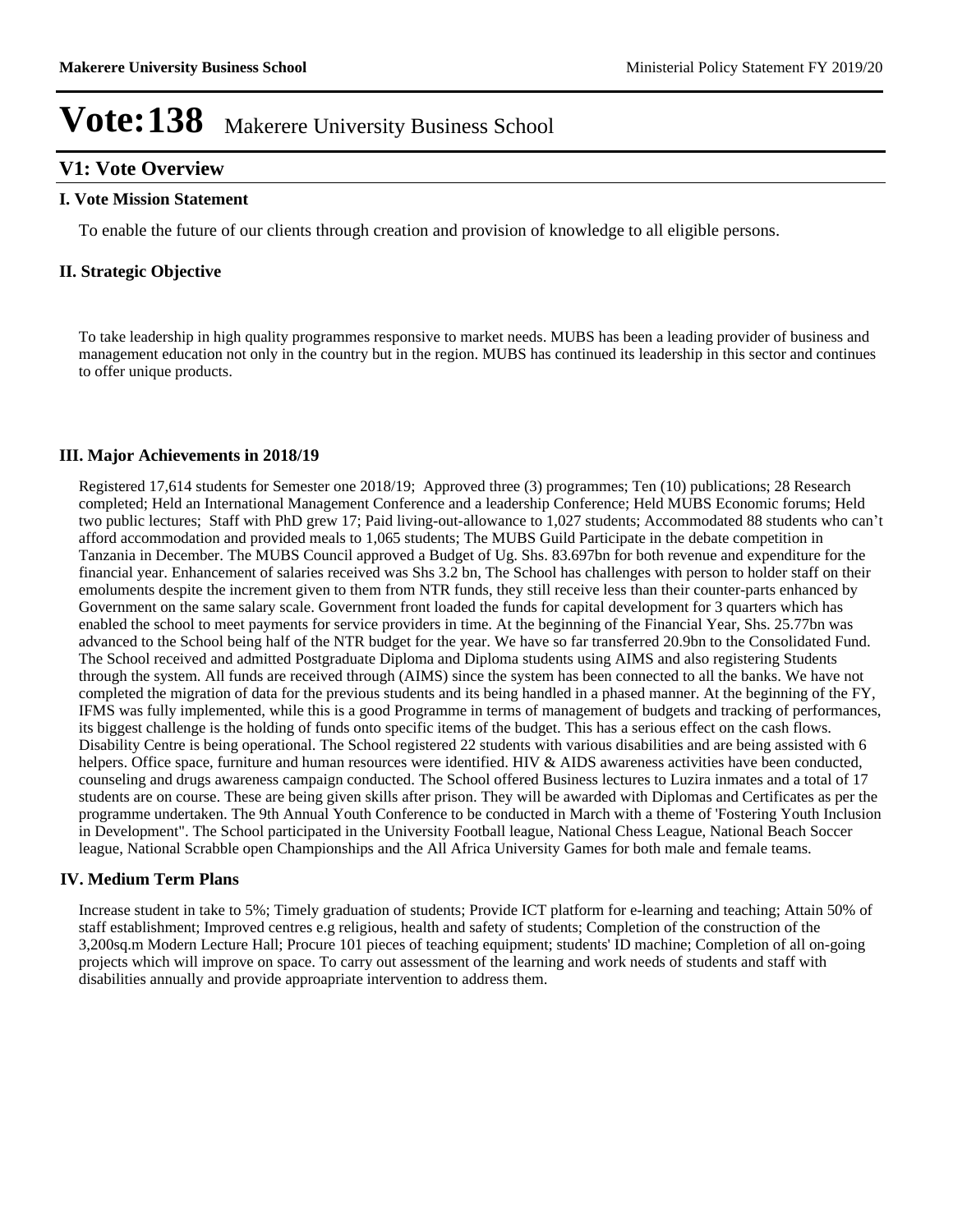# Vote:138 Makerere University Business School

## V1: Vote Overview

### I. Vote Mission Statement

To enable the future of our clients through creation and provision of knowledge to all eligible persons.

### II. Strategic Objective

To take leadership in high quality programmes responsive to market needs. MUBS has been a leading provider of business and management education not only in the country but in the region. MUBS has continued its leadership in this sector and continues to offer unique products.

### III. Major Achievements in 2018/19

Registered 17,614 students for Semester one 2018/19; Approved three (3) programmes; Ten (10) publications; 28 Research completed; Held an International Management Conference and a leadership Conference; Held MUBS Economic forums; Held two public lectures; Staff with PhD grew 17; Paid living-out-allowance to 1,027 students; Accommodated 88 students who can't afford accommodation and provided meals to 1,065 students; The MUBS Guild Participate in the debate competition in Tanzania in December. The MUBS Council approved a Budget of Ug. Shs. 83.697bn for both revenue and expenditure for the financial year. Enhancement of salaries received was Shs 3.2 bn, The School has challenges with person to holder staff on their emoluments despite the increment given to them from NTR funds, they still receive less than their counter-parts enhanced by Government on the same salary scale. Government front loaded the funds for capital development for 3 quarters which has enabled the school to meet payments for service providers in time. At the beginning of the Financial Year, Shs. 25.77bn was advanced to the School being half of the NTR budget for the year. We have so far transferred 20.9bn to the Consolidated Fund. The School received and admitted Postgraduate Diploma and Diploma students using AIMS and also registering Students through the system. All funds are received through (AIMS) since the system has been connected to all the banks. We have not completed the migration of data for the previous students and its being handled in a phased manner. At the beginning of the FY, IFMS was fully implemented, while this is a good Programme in terms of management of budgets and tracking of performances, its biggest challenge is the holding of funds onto specific items of the budget. This has a serious effect on the cash flows. Disability Centre is being operational. The School registered 22 students with various disabilities and are being assisted with 6 helpers. Office space, furniture and human resources were identified. HIV & AIDS awareness activities have been conducted, counseling and drugs awareness campaign conducted. The School offered Business lectures to Luzira inmates and a total of 17 students are on course. These are being given skills after prison. They will be awarded with Diplomas and Certificates as per the programme undertaken. The 9th Annual Youth Conference to be conducted in March with a theme of 'Fostering Youth Inclusion in Development". The School participated in the University Football league, National Chess League, National Beach Soccer league, National Scrabble open Championships and the All Africa University Games for both male and female teams.

### IV. Medium Term Plans

Increase student in take to 5%; Timely graduation of students; Provide ICT platform for e-learning and teaching; Attain 50% of staff establishment; Improved centres e.g religious, health and safety of students; Completion of the construction of the 3,200sq.m Modern Lecture Hall; Procure 101 pieces of teaching equipment; students' ID machine; Completion of all on-going projects which will improve on space. To carry out assessment of the learning and work needs of students and staff with disabilities annually and provide approapriate intervention to address them.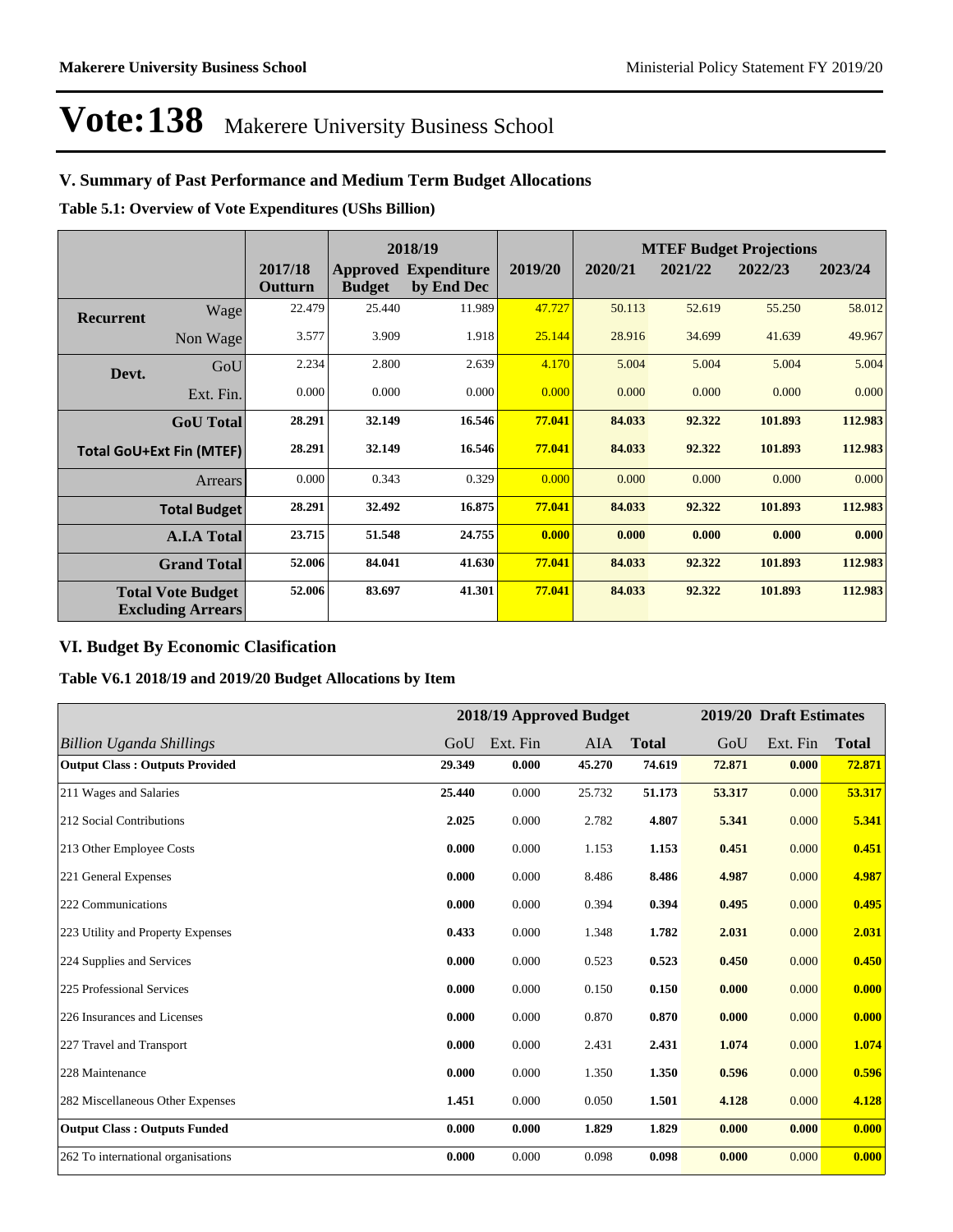# Vote:138 Makerere University Business School

## V. Summary of Past Performance and Medium Term Budget Allocations

**Table 5.1: Overview of Vote Expenditures (UShs Billion)**

| | | 2017/18 Outturn | 2018/19 Approved Budget | 2018/19 Expenditure by End Dec | 2019/20 | MTEF Budget Projections 2020/21 | 2021/22 | 2022/23 | 2023/24 |
|---|---|---|---|---|---|---|---|---|---|
| **Recurrent** | Wage | 22.479 | 25.440 | 11.989 | 47.727 | 50.113 | 52.619 | 55.250 | 58.012 |
| | Non Wage | 3.577 | 3.909 | 1.918 | 25.144 | 28.916 | 34.699 | 41.639 | 49.967 |
| **Devt.** | GoU | 2.234 | 2.800 | 2.639 | 4.170 | 5.004 | 5.004 | 5.004 | 5.004 |
| | Ext. Fin. | 0.000 | 0.000 | 0.000 | 0.000 | 0.000 | 0.000 | 0.000 | 0.000 |
| | **GoU Total** | **28.291** | **32.149** | **16.546** | **77.041** | **84.033** | **92.322** | **101.893** | **112.983** |
| | **Total GoU+Ext Fin (MTEF)** | **28.291** | **32.149** | **16.546** | **77.041** | **84.033** | **92.322** | **101.893** | **112.983** |
| | Arrears | 0.000 | 0.343 | 0.329 | 0.000 | 0.000 | 0.000 | 0.000 | 0.000 |
| | **Total Budget** | **28.291** | **32.492** | **16.875** | **77.041** | **84.033** | **92.322** | **101.893** | **112.983** |
| | **A.I.A Total** | **23.715** | **51.548** | **24.755** | **0.000** | **0.000** | **0.000** | **0.000** | **0.000** |
| | **Grand Total** | **52.006** | **84.041** | **41.630** | **77.041** | **84.033** | **92.322** | **101.893** | **112.983** |
| | **Total Vote Budget Excluding Arrears** | **52.006** | **83.697** | **41.301** | **77.041** | **84.033** | **92.322** | **101.893** | **112.983** |

## VI. Budget By Economic Clasification

**Table V6.1 2018/19 and 2019/20 Budget Allocations by Item**

| | 2018/19 Approved Budget | | | | 2019/20 Draft Estimates | | |
|---|---|---|---|---|---|---|---|
| *Billion Uganda Shillings* | GoU | Ext. Fin | AIA | **Total** | GoU | Ext. Fin | **Total** |
| **Output Class : Outputs Provided** | **29.349** | **0.000** | **45.270** | **74.619** | **72.871** | **0.000** | **72.871** |
| 211 Wages and Salaries | **25.440** | 0.000 | 25.732 | **51.173** | **53.317** | 0.000 | **53.317** |
| 212 Social Contributions | **2.025** | 0.000 | 2.782 | **4.807** | **5.341** | 0.000 | **5.341** |
| 213 Other Employee Costs | **0.000** | 0.000 | 1.153 | **1.153** | **0.451** | 0.000 | **0.451** |
| 221 General Expenses | **0.000** | 0.000 | 8.486 | **8.486** | **4.987** | 0.000 | **4.987** |
| 222 Communications | **0.000** | 0.000 | 0.394 | **0.394** | **0.495** | 0.000 | **0.495** |
| 223 Utility and Property Expenses | **0.433** | 0.000 | 1.348 | **1.782** | **2.031** | 0.000 | **2.031** |
| 224 Supplies and Services | **0.000** | 0.000 | 0.523 | **0.523** | **0.450** | 0.000 | **0.450** |
| 225 Professional Services | **0.000** | 0.000 | 0.150 | **0.150** | **0.000** | 0.000 | **0.000** |
| 226 Insurances and Licenses | **0.000** | 0.000 | 0.870 | **0.870** | **0.000** | 0.000 | **0.000** |
| 227 Travel and Transport | **0.000** | 0.000 | 2.431 | **2.431** | **1.074** | 0.000 | **1.074** |
| 228 Maintenance | **0.000** | 0.000 | 1.350 | **1.350** | **0.596** | 0.000 | **0.596** |
| 282 Miscellaneous Other Expenses | **1.451** | 0.000 | 0.050 | **1.501** | **4.128** | 0.000 | **4.128** |
| **Output Class : Outputs Funded** | **0.000** | **0.000** | **1.829** | **1.829** | **0.000** | **0.000** | **0.000** |
| 262 To international organisations | **0.000** | 0.000 | 0.098 | **0.098** | **0.000** | 0.000 | **0.000** |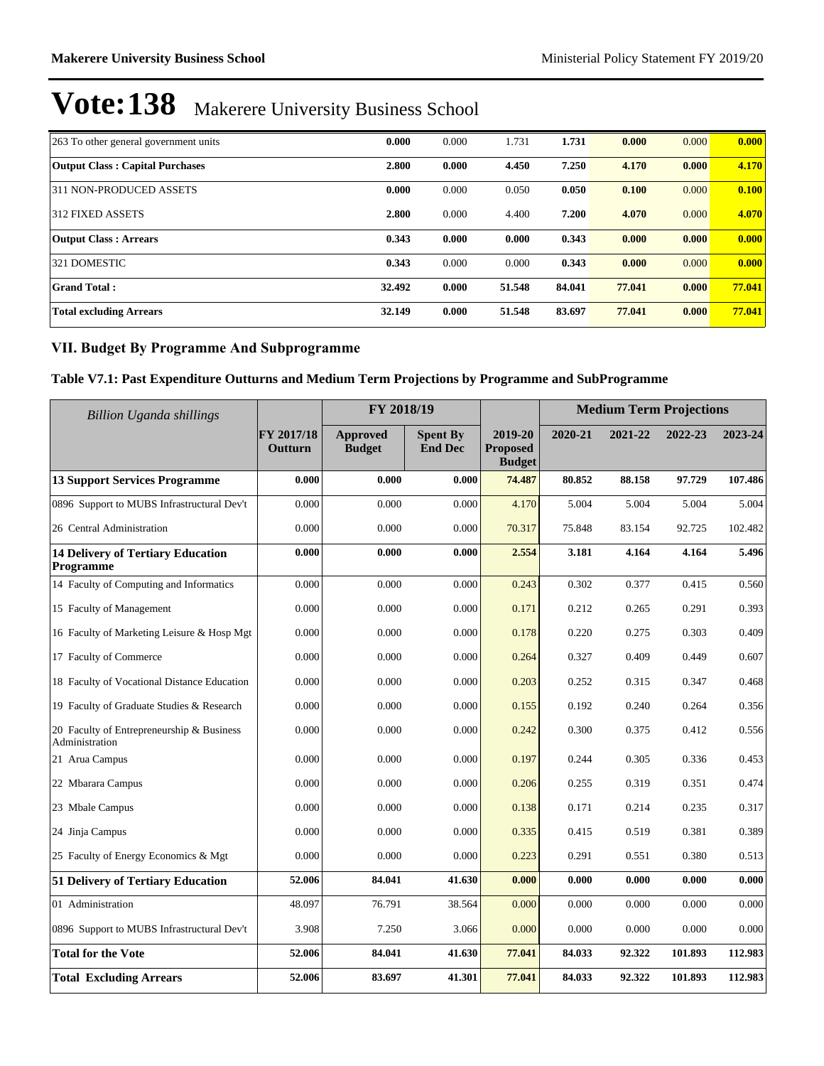# Vote:138 Makerere University Business School

| | | | | | | | |
|---|---|---|---|---|---|---|---|
| 263 To other general government units | **0.000** | 0.000 | 1.731 | **1.731** | **0.000** | 0.000 | **0.000** |
| **Output Class : Capital Purchases** | **2.800** | **0.000** | **4.450** | **7.250** | **4.170** | **0.000** | **4.170** |
| 311 NON-PRODUCED ASSETS | **0.000** | 0.000 | 0.050 | **0.050** | **0.100** | 0.000 | **0.100** |
| 312 FIXED ASSETS | **2.800** | 0.000 | 4.400 | **7.200** | **4.070** | 0.000 | **4.070** |
| **Output Class : Arrears** | **0.343** | **0.000** | **0.000** | **0.343** | **0.000** | **0.000** | **0.000** |
| 321 DOMESTIC | **0.343** | 0.000 | 0.000 | **0.343** | **0.000** | 0.000 | **0.000** |
| **Grand Total :** | **32.492** | **0.000** | **51.548** | **84.041** | **77.041** | **0.000** | **77.041** |
| **Total excluding Arrears** | **32.149** | **0.000** | **51.548** | **83.697** | **77.041** | **0.000** | **77.041** |

## VII. Budget By Programme And Subprogramme

### Table V7.1: Past Expenditure Outturns and Medium Term Projections by Programme and SubProgramme

| *Billion Uganda shillings* | | FY 2018/19 | | | Medium Term Projections | | | |
|---|---|---|---|---|---|---|---|---|
| | **FY 2017/18 Outturn** | **Approved Budget** | **Spent By End Dec** | **2019-20 Proposed Budget** | **2020-21** | **2021-22** | **2022-23** | **2023-24** |
| **13 Support Services Programme** | **0.000** | **0.000** | **0.000** | **74.487** | **80.852** | **88.158** | **97.729** | **107.486** |
| 0896 Support to MUBS Infrastructural Dev't | 0.000 | 0.000 | 0.000 | 4.170 | 5.004 | 5.004 | 5.004 | 5.004 |
| 26 Central Administration | 0.000 | 0.000 | 0.000 | 70.317 | 75.848 | 83.154 | 92.725 | 102.482 |
| **14 Delivery of Tertiary Education Programme** | **0.000** | **0.000** | **0.000** | **2.554** | **3.181** | **4.164** | **4.164** | **5.496** |
| 14 Faculty of Computing and Informatics | 0.000 | 0.000 | 0.000 | 0.243 | 0.302 | 0.377 | 0.415 | 0.560 |
| 15 Faculty of Management | 0.000 | 0.000 | 0.000 | 0.171 | 0.212 | 0.265 | 0.291 | 0.393 |
| 16 Faculty of Marketing Leisure & Hosp Mgt | 0.000 | 0.000 | 0.000 | 0.178 | 0.220 | 0.275 | 0.303 | 0.409 |
| 17 Faculty of Commerce | 0.000 | 0.000 | 0.000 | 0.264 | 0.327 | 0.409 | 0.449 | 0.607 |
| 18 Faculty of Vocational Distance Education | 0.000 | 0.000 | 0.000 | 0.203 | 0.252 | 0.315 | 0.347 | 0.468 |
| 19 Faculty of Graduate Studies & Research | 0.000 | 0.000 | 0.000 | 0.155 | 0.192 | 0.240 | 0.264 | 0.356 |
| 20 Faculty of Entrepreneurship & Business Administration | 0.000 | 0.000 | 0.000 | 0.242 | 0.300 | 0.375 | 0.412 | 0.556 |
| 21 Arua Campus | 0.000 | 0.000 | 0.000 | 0.197 | 0.244 | 0.305 | 0.336 | 0.453 |
| 22 Mbarara Campus | 0.000 | 0.000 | 0.000 | 0.206 | 0.255 | 0.319 | 0.351 | 0.474 |
| 23 Mbale Campus | 0.000 | 0.000 | 0.000 | 0.138 | 0.171 | 0.214 | 0.235 | 0.317 |
| 24 Jinja Campus | 0.000 | 0.000 | 0.000 | 0.335 | 0.415 | 0.519 | 0.381 | 0.389 |
| 25 Faculty of Energy Economics & Mgt | 0.000 | 0.000 | 0.000 | 0.223 | 0.291 | 0.551 | 0.380 | 0.513 |
| **51 Delivery of Tertiary Education** | **52.006** | **84.041** | **41.630** | **0.000** | **0.000** | **0.000** | **0.000** | **0.000** |
| 01 Administration | 48.097 | 76.791 | 38.564 | 0.000 | 0.000 | 0.000 | 0.000 | 0.000 |
| 0896 Support to MUBS Infrastructural Dev't | 3.908 | 7.250 | 3.066 | 0.000 | 0.000 | 0.000 | 0.000 | 0.000 |
| **Total for the Vote** | **52.006** | **84.041** | **41.630** | **77.041** | **84.033** | **92.322** | **101.893** | **112.983** |
| **Total Excluding Arrears** | **52.006** | **83.697** | **41.301** | **77.041** | **84.033** | **92.322** | **101.893** | **112.983** |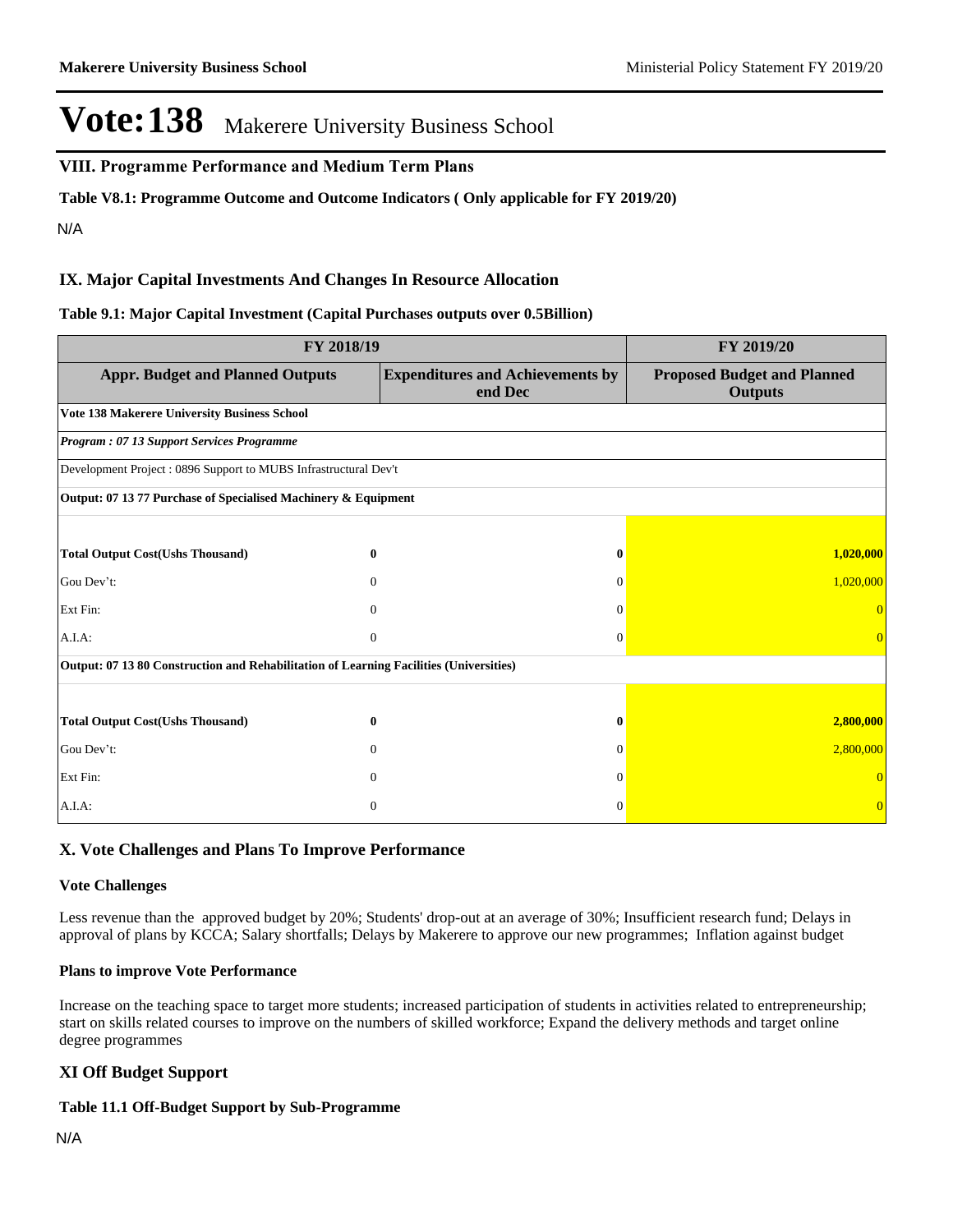# Vote:138 Makerere University Business School

## VIII. Programme Performance and Medium Term Plans

**Table V8.1: Programme Outcome and Outcome Indicators ( Only applicable for FY 2019/20)**

N/A

## IX. Major Capital Investments And Changes In Resource Allocation

**Table 9.1: Major Capital Investment (Capital Purchases outputs over 0.5Billion)**

| FY 2018/19 | | | FY 2019/20 |
|---|---|---|---|
| **Appr. Budget and Planned Outputs** | | **Expenditures and Achievements by end Dec** | **Proposed Budget and Planned Outputs** |
| **Vote 138 Makerere University Business School** | | | |
| ***Program : 07 13 Support Services Programme*** | | | |
| Development Project : 0896 Support to MUBS Infrastructural Dev't | | | |
| **Output: 07 13 77 Purchase of Specialised Machinery & Equipment** | | | |
| **Total Output Cost(Ushs Thousand)** | **0** | **0** | **1,020,000** |
| Gou Dev't: | 0 | 0 | 1,020,000 |
| Ext Fin: | 0 | 0 | 0 |
| A.I.A: | 0 | 0 | 0 |
| **Output: 07 13 80 Construction and Rehabilitation of Learning Facilities (Universities)** | | | |
| **Total Output Cost(Ushs Thousand)** | **0** | **0** | **2,800,000** |
| Gou Dev't: | 0 | 0 | 2,800,000 |
| Ext Fin: | 0 | 0 | 0 |
| A.I.A: | 0 | 0 | 0 |

## X. Vote Challenges and Plans To Improve Performance

### Vote Challenges

Less revenue than the approved budget by 20%; Students' drop-out at an average of 30%; Insufficient research fund; Delays in approval of plans by KCCA; Salary shortfalls; Delays by Makerere to approve our new programmes; Inflation against budget

### Plans to improve Vote Performance

Increase on the teaching space to target more students; increased participation of students in activities related to entrepreneurship; start on skills related courses to improve on the numbers of skilled workforce; Expand the delivery methods and target online degree programmes

## XI Off Budget Support

**Table 11.1 Off-Budget Support by Sub-Programme**

N/A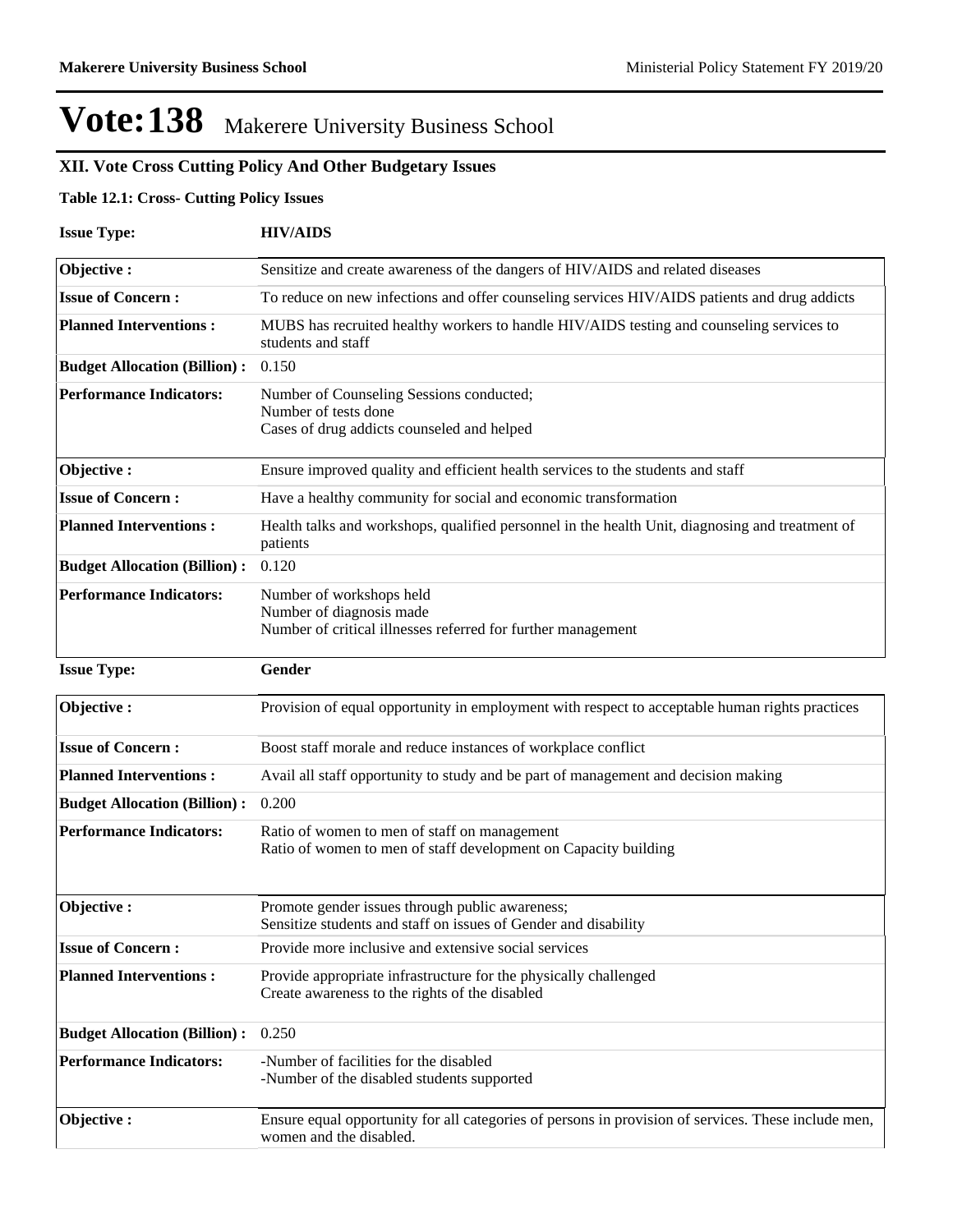# Vote:138 Makerere University Business School

## XII. Vote Cross Cutting Policy And Other Budgetary Issues

**Table 12.1: Cross- Cutting Policy Issues**

**Issue Type:** **HIV/AIDS**

| | |
|---|---|
| **Objective :** | Sensitize and create awareness of the dangers of HIV/AIDS and related diseases |
| **Issue of Concern :** | To reduce on new infections and offer counseling services HIV/AIDS patients and drug addicts |
| **Planned Interventions :** | MUBS has recruited healthy workers to handle HIV/AIDS testing and counseling services to students and staff |
| **Budget Allocation (Billion) :** | 0.150 |
| **Performance Indicators:** | Number of Counseling Sessions conducted;<br>Number of tests done<br>Cases of drug addicts counseled and helped |
| **Objective :** | Ensure improved quality and efficient health services to the students and staff |
| **Issue of Concern :** | Have a healthy community for social and economic transformation |
| **Planned Interventions :** | Health talks and workshops, qualified personnel in the health Unit, diagnosing and treatment of patients |
| **Budget Allocation (Billion) :** | 0.120 |
| **Performance Indicators:** | Number of workshops held<br>Number of diagnosis made<br>Number of critical illnesses referred for further management |

**Issue Type:** **Gender**

| | |
|---|---|
| **Objective :** | Provision of equal opportunity in employment with respect to acceptable human rights practices |
| **Issue of Concern :** | Boost staff morale and reduce instances of workplace conflict |
| **Planned Interventions :** | Avail all staff opportunity to study and be part of management and decision making |
| **Budget Allocation (Billion) :** | 0.200 |
| **Performance Indicators:** | Ratio of women to men of staff on management<br>Ratio of women to men of staff development on Capacity building |
| **Objective :** | Promote gender issues through public awareness;<br>Sensitize students and staff on issues of Gender and disability |
| **Issue of Concern :** | Provide more inclusive and extensive social services |
| **Planned Interventions :** | Provide appropriate infrastructure for the physically challenged<br>Create awareness to the rights of the disabled |
| **Budget Allocation (Billion) :** | 0.250 |
| **Performance Indicators:** | -Number of facilities for the disabled<br>-Number of the disabled students supported |
| **Objective :** | Ensure equal opportunity for all categories of persons in provision of services. These include men, women and the disabled. |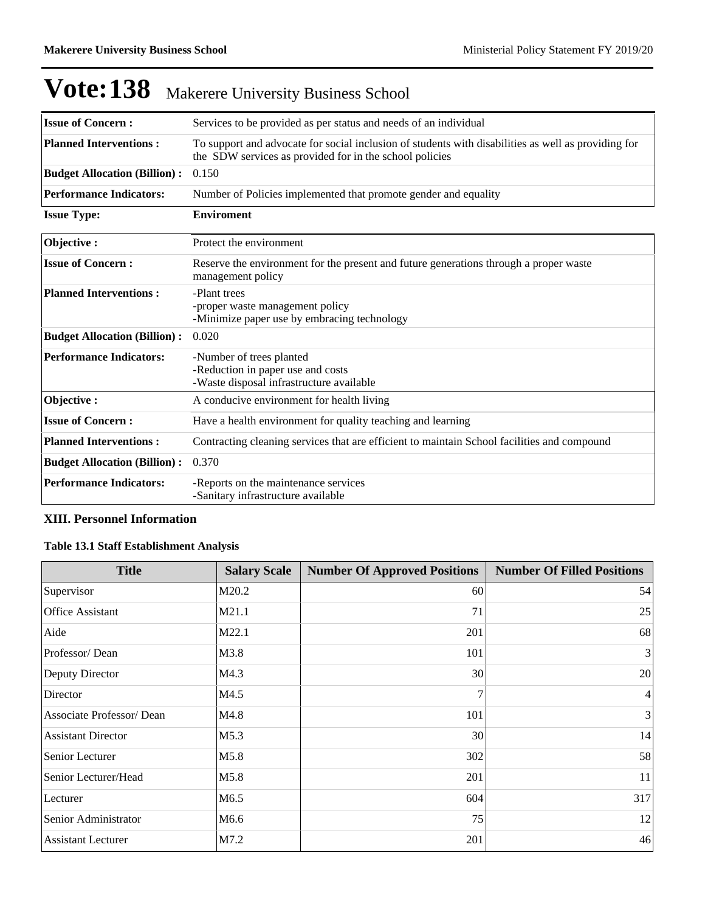# Vote:138 Makerere University Business School

| | |
|---|---|
| **Issue of Concern :** | Services to be provided as per status and needs of an individual |
| **Planned Interventions :** | To support and advocate for social inclusion of students with disabilities as well as providing for the SDW services as provided for in the school policies |
| **Budget Allocation (Billion) :** | 0.150 |
| **Performance Indicators:** | Number of Policies implemented that promote gender and equality |

**Issue Type:** **Enviroment**

| | |
|---|---|
| **Objective :** | Protect the environment |
| **Issue of Concern :** | Reserve the environment for the present and future generations through a proper waste management policy |
| **Planned Interventions :** | -Plant trees<br>-proper waste management policy<br>-Minimize paper use by embracing technology |
| **Budget Allocation (Billion) :** | 0.020 |
| **Performance Indicators:** | -Number of trees planted<br>-Reduction in paper use and costs<br>-Waste disposal infrastructure available |
| **Objective :** | A conducive environment for health living |
| **Issue of Concern :** | Have a health environment for quality teaching and learning |
| **Planned Interventions :** | Contracting cleaning services that are efficient to maintain School facilities and compound |
| **Budget Allocation (Billion) :** | 0.370 |
| **Performance Indicators:** | -Reports on the maintenance services<br>-Sanitary infrastructure available |

### XIII. Personnel Information

**Table 13.1 Staff Establishment Analysis**

| Title | Salary Scale | Number Of Approved Positions | Number Of Filled Positions |
|---|---|---|---|
| Supervisor | M20.2 | 60 | 54 |
| Office Assistant | M21.1 | 71 | 25 |
| Aide | M22.1 | 201 | 68 |
| Professor/ Dean | M3.8 | 101 | 3 |
| Deputy Director | M4.3 | 30 | 20 |
| Director | M4.5 | 7 | 4 |
| Associate Professor/ Dean | M4.8 | 101 | 3 |
| Assistant Director | M5.3 | 30 | 14 |
| Senior Lecturer | M5.8 | 302 | 58 |
| Senior Lecturer/Head | M5.8 | 201 | 11 |
| Lecturer | M6.5 | 604 | 317 |
| Senior Administrator | M6.6 | 75 | 12 |
| Assistant Lecturer | M7.2 | 201 | 46 |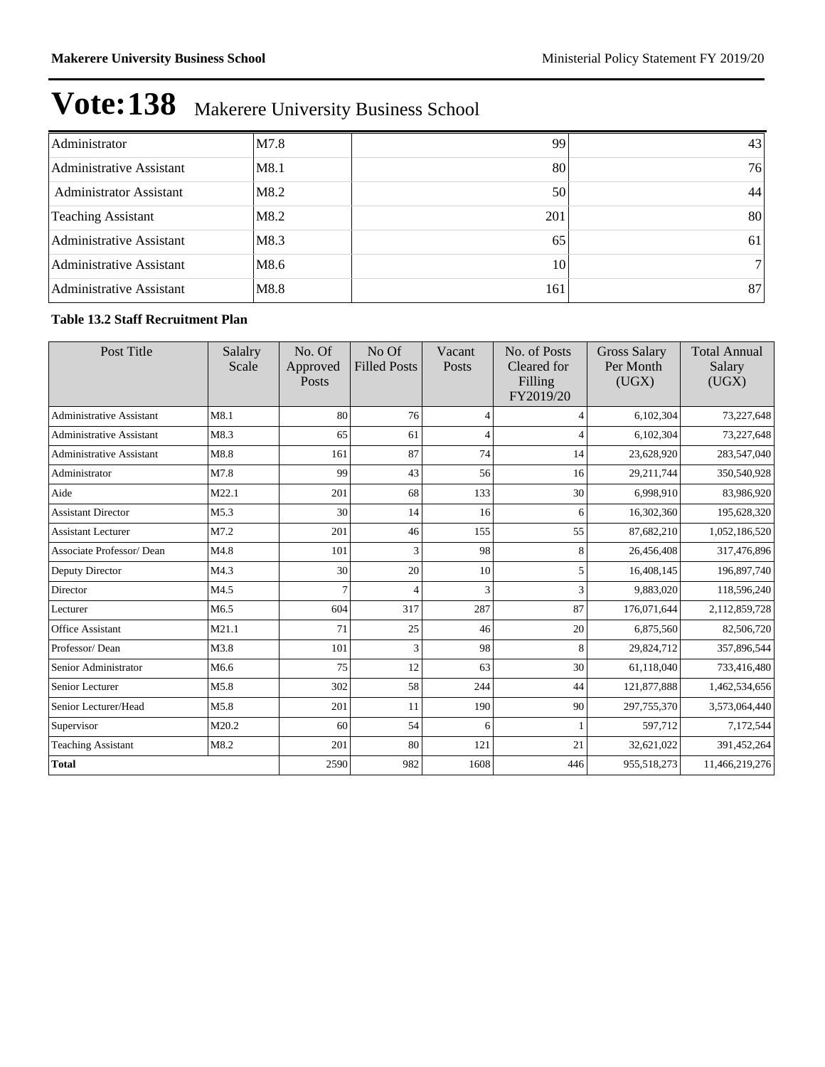# Vote:138 Makerere University Business School

| | | | |
|---|---|---|---|
| Administrator | M7.8 | 99 | 43 |
| Administrative Assistant | M8.1 | 80 | 76 |
| Administrator Assistant | M8.2 | 50 | 44 |
| Teaching Assistant | M8.2 | 201 | 80 |
| Administrative Assistant | M8.3 | 65 | 61 |
| Administrative Assistant | M8.6 | 10 | 7 |
| Administrative Assistant | M8.8 | 161 | 87 |

**Table 13.2 Staff Recruitment Plan**

| Post Title | Salalry Scale | No. Of Approved Posts | No Of Filled Posts | Vacant Posts | No. of Posts Cleared for Filling FY2019/20 | Gross Salary Per Month (UGX) | Total Annual Salary (UGX) |
|---|---|---|---|---|---|---|---|
| Administrative Assistant | M8.1 | 80 | 76 | 4 | 4 | 6,102,304 | 73,227,648 |
| Administrative Assistant | M8.3 | 65 | 61 | 4 | 4 | 6,102,304 | 73,227,648 |
| Administrative Assistant | M8.8 | 161 | 87 | 74 | 14 | 23,628,920 | 283,547,040 |
| Administrator | M7.8 | 99 | 43 | 56 | 16 | 29,211,744 | 350,540,928 |
| Aide | M22.1 | 201 | 68 | 133 | 30 | 6,998,910 | 83,986,920 |
| Assistant Director | M5.3 | 30 | 14 | 16 | 6 | 16,302,360 | 195,628,320 |
| Assistant Lecturer | M7.2 | 201 | 46 | 155 | 55 | 87,682,210 | 1,052,186,520 |
| Associate Professor/ Dean | M4.8 | 101 | 3 | 98 | 8 | 26,456,408 | 317,476,896 |
| Deputy Director | M4.3 | 30 | 20 | 10 | 5 | 16,408,145 | 196,897,740 |
| Director | M4.5 | 7 | 4 | 3 | 3 | 9,883,020 | 118,596,240 |
| Lecturer | M6.5 | 604 | 317 | 287 | 87 | 176,071,644 | 2,112,859,728 |
| Office Assistant | M21.1 | 71 | 25 | 46 | 20 | 6,875,560 | 82,506,720 |
| Professor/ Dean | M3.8 | 101 | 3 | 98 | 8 | 29,824,712 | 357,896,544 |
| Senior Administrator | M6.6 | 75 | 12 | 63 | 30 | 61,118,040 | 733,416,480 |
| Senior Lecturer | M5.8 | 302 | 58 | 244 | 44 | 121,877,888 | 1,462,534,656 |
| Senior Lecturer/Head | M5.8 | 201 | 11 | 190 | 90 | 297,755,370 | 3,573,064,440 |
| Supervisor | M20.2 | 60 | 54 | 6 | 1 | 597,712 | 7,172,544 |
| Teaching Assistant | M8.2 | 201 | 80 | 121 | 21 | 32,621,022 | 391,452,264 |
| **Total** | | 2590 | 982 | 1608 | 446 | 955,518,273 | 11,466,219,276 |